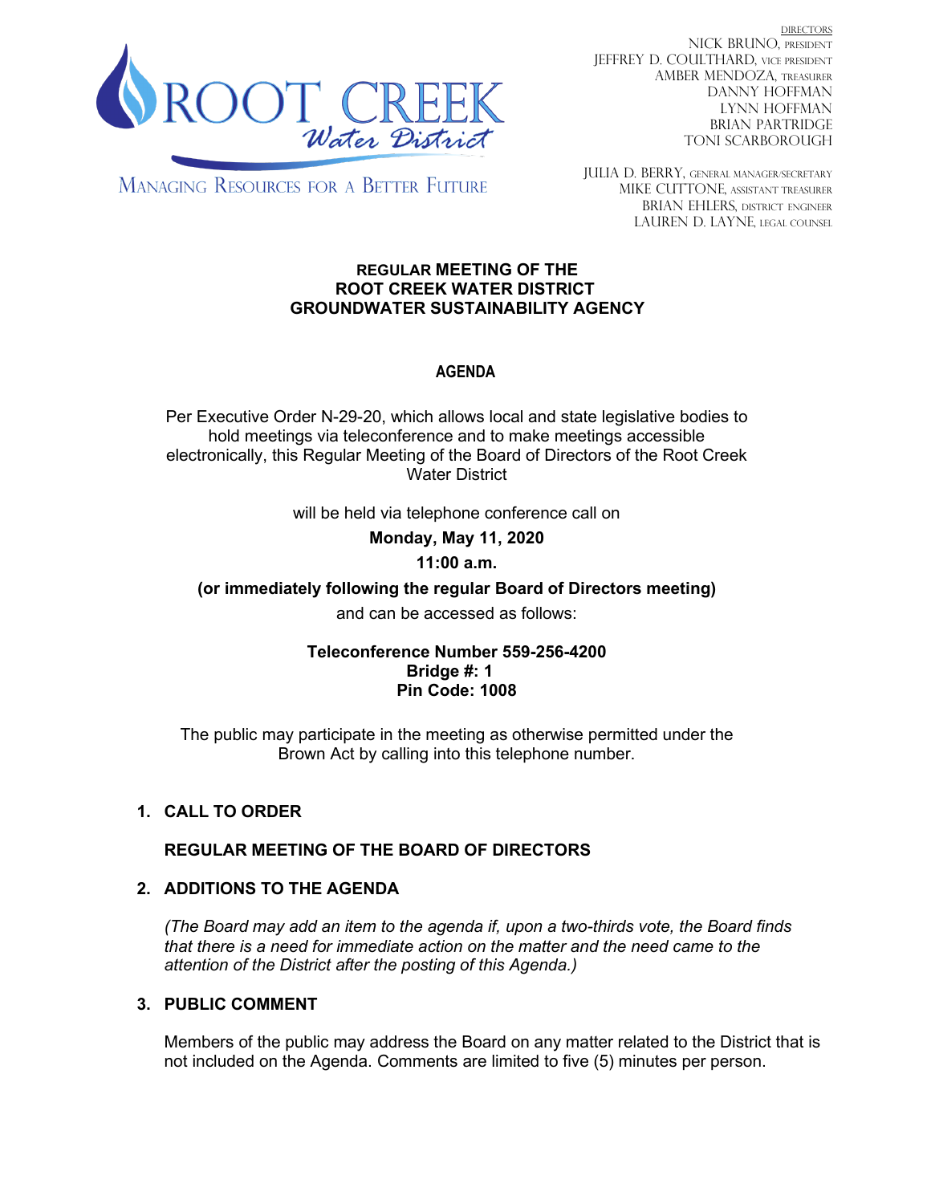ROOT CREEK Water District

MANAGING RESOURCES FOR A BETTER FUTURE

DIRECTORS
NICK BRUNO, PRESIDENT
JEFFREY D. COULTHARD, VICE PRESIDENT
AMBER MENDOZA, TREASURER
DANNY HOFFMAN
LYNN HOFFMAN
BRIAN PARTRIDGE
TONI SCARBOROUGH

JULIA D. BERRY, GENERAL MANAGER/SECRETARY
MIKE CUTTONE, ASSISTANT TREASURER
BRIAN EHLERS, DISTRICT ENGINEER
LAUREN D. LAYNE, LEGAL COUNSEL

**REGULAR MEETING OF THE
ROOT CREEK WATER DISTRICT
GROUNDWATER SUSTAINABILITY AGENCY**

**AGENDA**

Per Executive Order N-29-20, which allows local and state legislative bodies to hold meetings via teleconference and to make meetings accessible electronically, this Regular Meeting of the Board of Directors of the Root Creek Water District

will be held via telephone conference call on

**Monday, May 11, 2020**

**11:00 a.m.**

**(or immediately following the regular Board of Directors meeting)**

and can be accessed as follows:

**Teleconference Number 559-256-4200
Bridge #: 1
Pin Code: 1008**

The public may participate in the meeting as otherwise permitted under the Brown Act by calling into this telephone number.

1. **CALL TO ORDER**

   **REGULAR MEETING OF THE BOARD OF DIRECTORS**

2. **ADDITIONS TO THE AGENDA**

   *(The Board may add an item to the agenda if, upon a two-thirds vote, the Board finds that there is a need for immediate action on the matter and the need came to the attention of the District after the posting of this Agenda.)*

3. **PUBLIC COMMENT**

   Members of the public may address the Board on any matter related to the District that is not included on the Agenda. Comments are limited to five (5) minutes per person.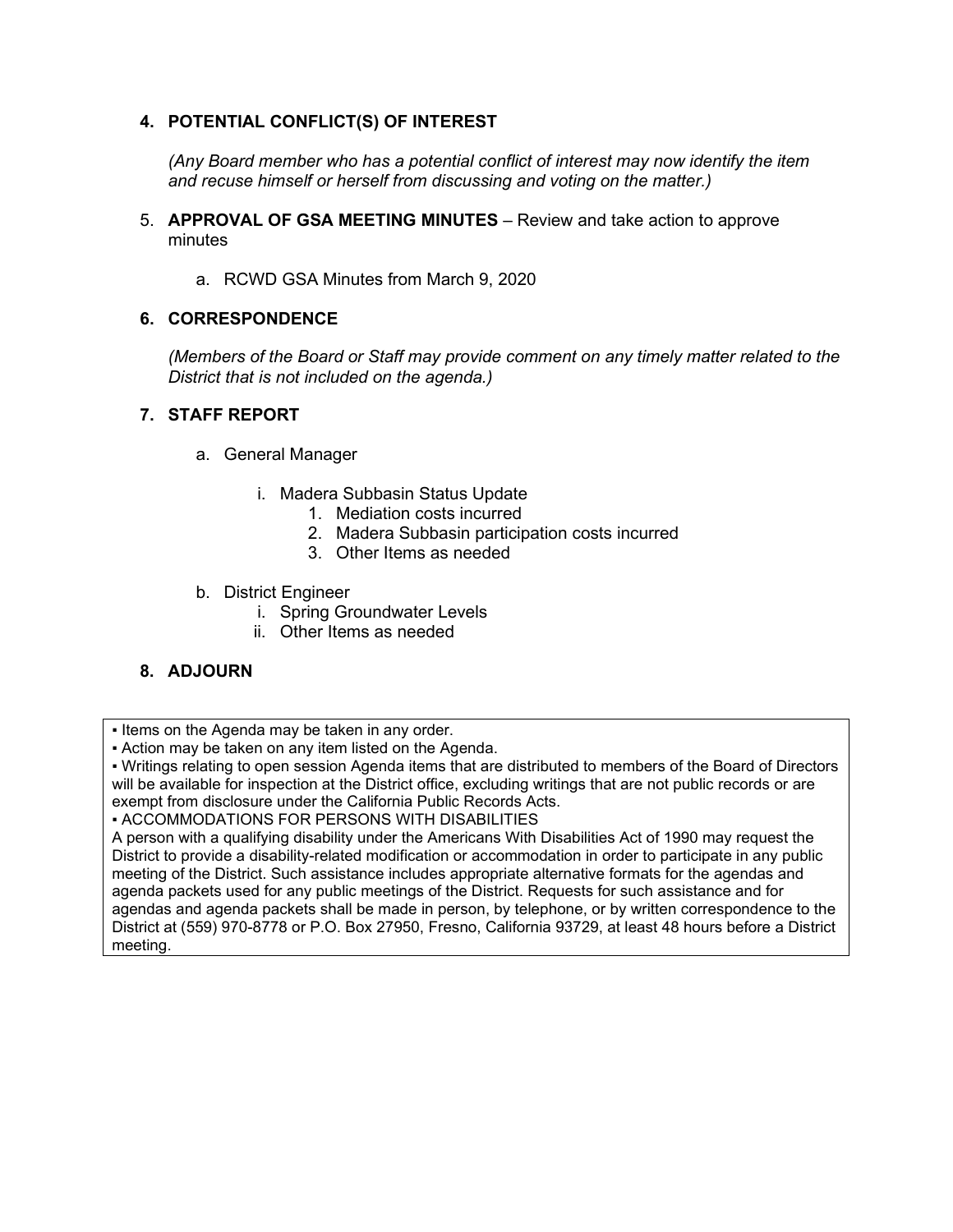4. **POTENTIAL CONFLICT(S) OF INTEREST**

   *(Any Board member who has a potential conflict of interest may now identify the item and recuse himself or herself from discussing and voting on the matter.)*

5. **APPROVAL OF GSA MEETING MINUTES** – Review and take action to approve minutes

   a. RCWD GSA Minutes from March 9, 2020

6. **CORRESPONDENCE**

   *(Members of the Board or Staff may provide comment on any timely matter related to the District that is not included on the agenda.)*

7. **STAFF REPORT**

   a. General Manager

      i. Madera Subbasin Status Update
         1. Mediation costs incurred
         2. Madera Subbasin participation costs incurred
         3. Other Items as needed

   b. District Engineer
      i. Spring Groundwater Levels
      ii. Other Items as needed

8. **ADJOURN**

---

▪ Items on the Agenda may be taken in any order.
▪ Action may be taken on any item listed on the Agenda.
▪ Writings relating to open session Agenda items that are distributed to members of the Board of Directors will be available for inspection at the District office, excluding writings that are not public records or are exempt from disclosure under the California Public Records Acts.
▪ ACCOMMODATIONS FOR PERSONS WITH DISABILITIES
A person with a qualifying disability under the Americans With Disabilities Act of 1990 may request the District to provide a disability-related modification or accommodation in order to participate in any public meeting of the District. Such assistance includes appropriate alternative formats for the agendas and agenda packets used for any public meetings of the District. Requests for such assistance and for agendas and agenda packets shall be made in person, by telephone, or by written correspondence to the District at (559) 970-8778 or P.O. Box 27950, Fresno, California 93729, at least 48 hours before a District meeting.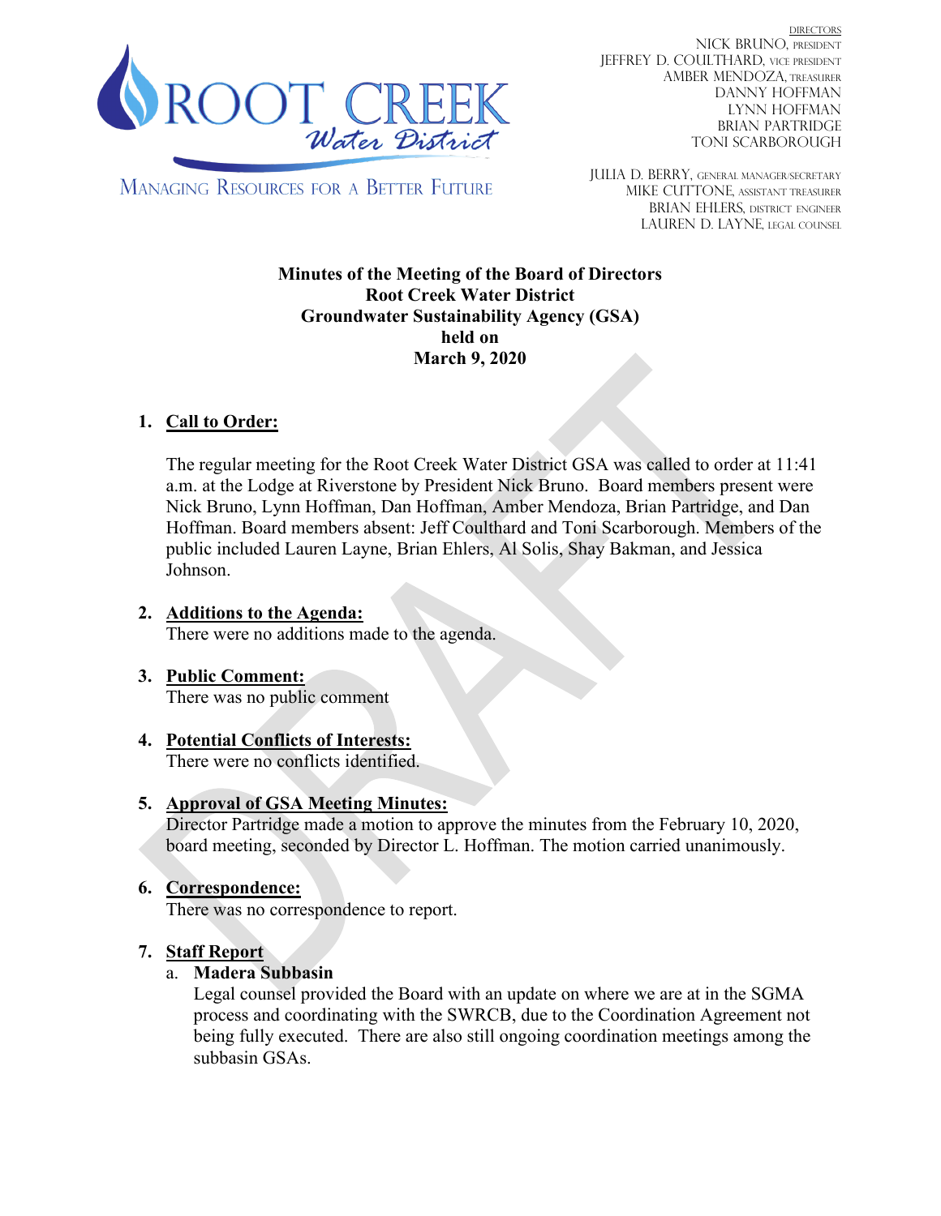ROOT CREEK
Water District

MANAGING RESOURCES FOR A BETTER FUTURE

DIRECTORS
NICK BRUNO, PRESIDENT
JEFFREY D. COULTHARD, VICE PRESIDENT
AMBER MENDOZA, TREASURER
DANNY HOFFMAN
LYNN HOFFMAN
BRIAN PARTRIDGE
TONI SCARBOROUGH

JULIA D. BERRY, GENERAL MANAGER/SECRETARY
MIKE CUTTONE, ASSISTANT TREASURER
BRIAN EHLERS, DISTRICT ENGINEER
LAUREN D. LAYNE, LEGAL COUNSEL

**Minutes of the Meeting of the Board of Directors**
**Root Creek Water District**
**Groundwater Sustainability Agency (GSA)**
**held on**
**March 9, 2020**

1. **Call to Order:**

   The regular meeting for the Root Creek Water District GSA was called to order at 11:41 a.m. at the Lodge at Riverstone by President Nick Bruno. Board members present were Nick Bruno, Lynn Hoffman, Dan Hoffman, Amber Mendoza, Brian Partridge, and Dan Hoffman. Board members absent: Jeff Coulthard and Toni Scarborough. Members of the public included Lauren Layne, Brian Ehlers, Al Solis, Shay Bakman, and Jessica Johnson.

2. **Additions to the Agenda:**
   There were no additions made to the agenda.

3. **Public Comment:**
   There was no public comment

4. **Potential Conflicts of Interests:**
   There were no conflicts identified.

5. **Approval of GSA Meeting Minutes:**
   Director Partridge made a motion to approve the minutes from the February 10, 2020, board meeting, seconded by Director L. Hoffman. The motion carried unanimously.

6. **Correspondence:**
   There was no correspondence to report.

7. **Staff Report**
   a. **Madera Subbasin**
      Legal counsel provided the Board with an update on where we are at in the SGMA process and coordinating with the SWRCB, due to the Coordination Agreement not being fully executed. There are also still ongoing coordination meetings among the subbasin GSAs.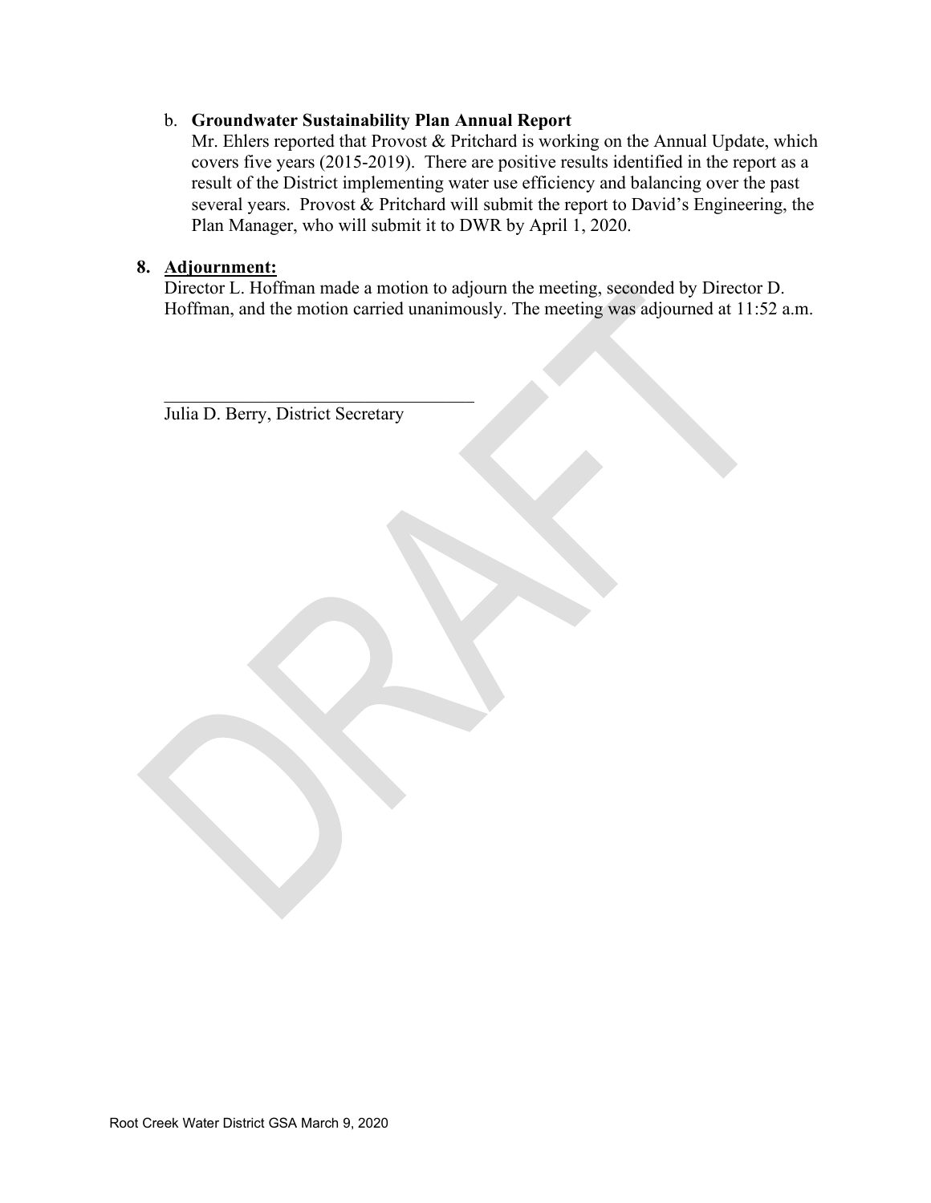b. **Groundwater Sustainability Plan Annual Report**

Mr. Ehlers reported that Provost & Pritchard is working on the Annual Update, which covers five years (2015-2019). There are positive results identified in the report as a result of the District implementing water use efficiency and balancing over the past several years. Provost & Pritchard will submit the report to David's Engineering, the Plan Manager, who will submit it to DWR by April 1, 2020.

**8. <u>Adjournment:</u>**

Director L. Hoffman made a motion to adjourn the meeting, seconded by Director D. Hoffman, and the motion carried unanimously. The meeting was adjourned at 11:52 a.m.

\_\_\_\_\_\_\_\_\_\_\_\_\_\_\_\_\_\_\_\_\_\_\_\_\_\_\_\_\_\_\_\_\_\_\_

Julia D. Berry, District Secretary

DRAFT